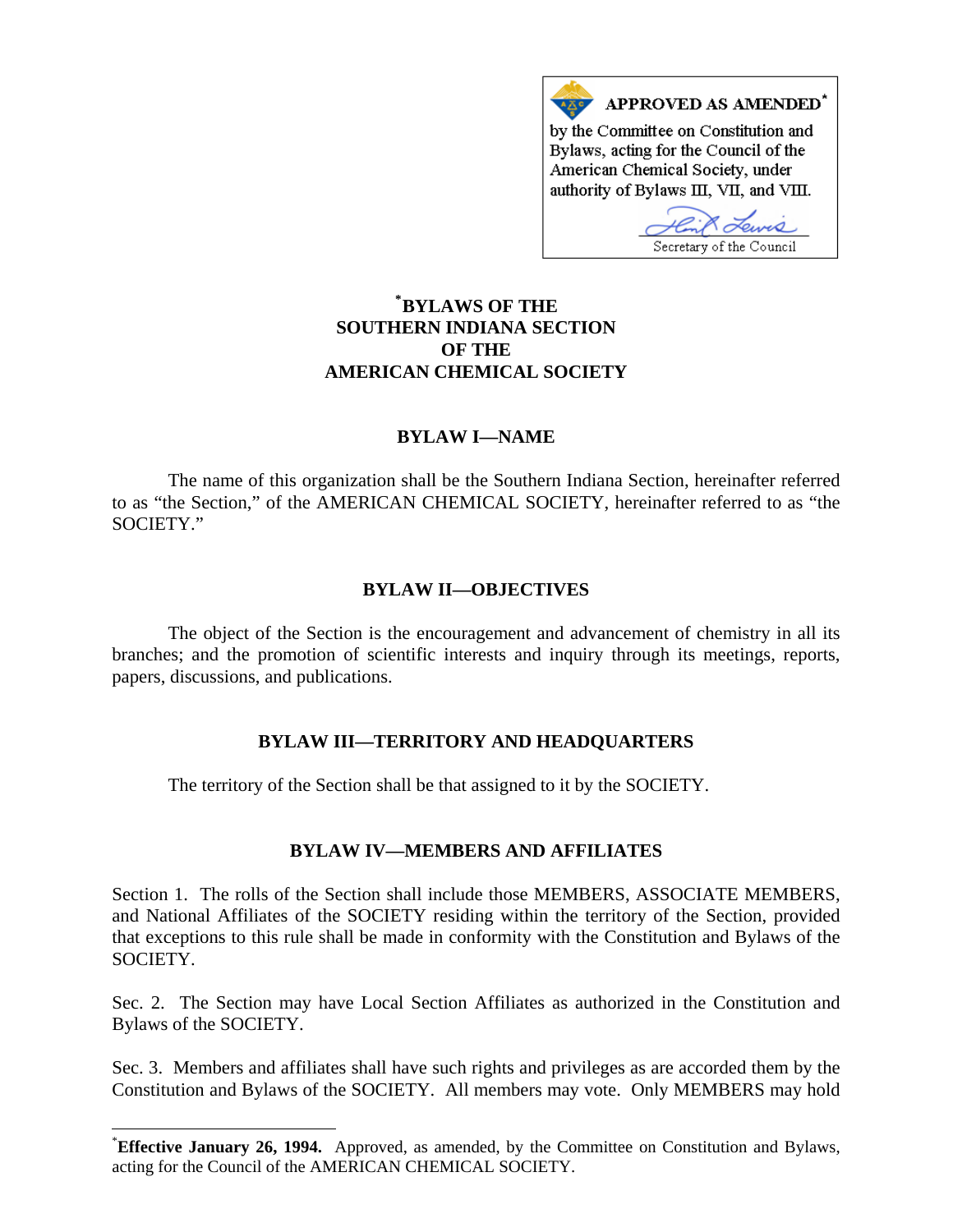**APPROVED AS AMENDED***

by the Committee on Constitution and Bylaws, acting for the Council of the American Chemical Society, under authority of Bylaws III, VII, and VIII.

Secretary of the Council

# *BYLAWS OF THE SOUTHERN INDIANA SECTION OF THE AMERICAN CHEMICAL SOCIETY

## BYLAW I—NAME

The name of this organization shall be the Southern Indiana Section, hereinafter referred to as "the Section," of the AMERICAN CHEMICAL SOCIETY, hereinafter referred to as "the SOCIETY."

## BYLAW II—OBJECTIVES

The object of the Section is the encouragement and advancement of chemistry in all its branches; and the promotion of scientific interests and inquiry through its meetings, reports, papers, discussions, and publications.

## BYLAW III—TERRITORY AND HEADQUARTERS

The territory of the Section shall be that assigned to it by the SOCIETY.

## BYLAW IV—MEMBERS AND AFFILIATES

Section 1. The rolls of the Section shall include those MEMBERS, ASSOCIATE MEMBERS, and National Affiliates of the SOCIETY residing within the territory of the Section, provided that exceptions to this rule shall be made in conformity with the Constitution and Bylaws of the SOCIETY.

Sec. 2. The Section may have Local Section Affiliates as authorized in the Constitution and Bylaws of the SOCIETY.

Sec. 3. Members and affiliates shall have such rights and privileges as are accorded them by the Constitution and Bylaws of the SOCIETY. All members may vote. Only MEMBERS may hold

---

***Effective January 26, 1994.** Approved, as amended, by the Committee on Constitution and Bylaws, acting for the Council of the AMERICAN CHEMICAL SOCIETY.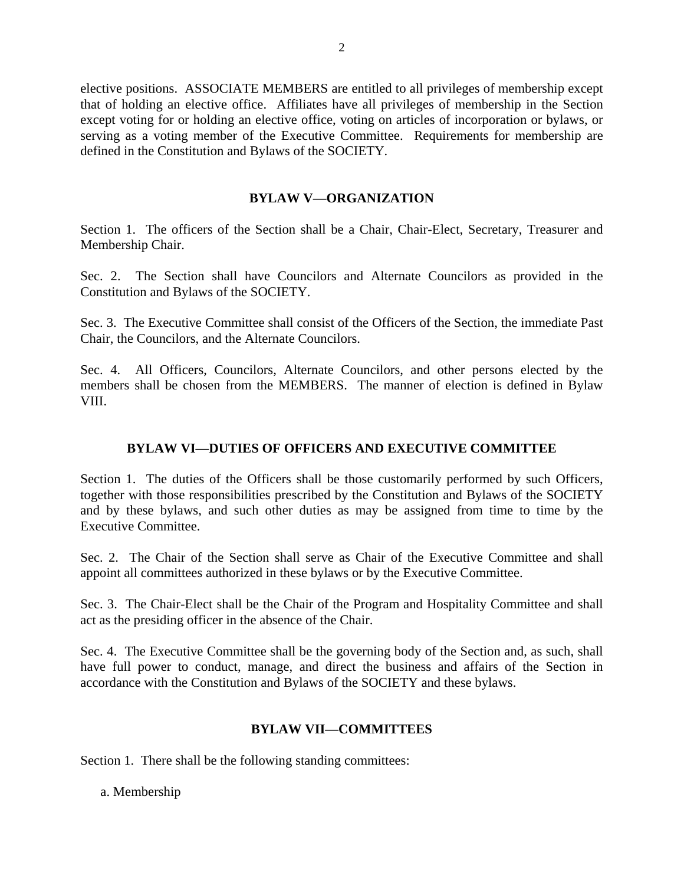elective positions. ASSOCIATE MEMBERS are entitled to all privileges of membership except that of holding an elective office. Affiliates have all privileges of membership in the Section except voting for or holding an elective office, voting on articles of incorporation or bylaws, or serving as a voting member of the Executive Committee. Requirements for membership are defined in the Constitution and Bylaws of the SOCIETY.

## BYLAW V—ORGANIZATION

Section 1. The officers of the Section shall be a Chair, Chair-Elect, Secretary, Treasurer and Membership Chair.

Sec. 2. The Section shall have Councilors and Alternate Councilors as provided in the Constitution and Bylaws of the SOCIETY.

Sec. 3. The Executive Committee shall consist of the Officers of the Section, the immediate Past Chair, the Councilors, and the Alternate Councilors.

Sec. 4. All Officers, Councilors, Alternate Councilors, and other persons elected by the members shall be chosen from the MEMBERS. The manner of election is defined in Bylaw VIII.

## BYLAW VI—DUTIES OF OFFICERS AND EXECUTIVE COMMITTEE

Section 1. The duties of the Officers shall be those customarily performed by such Officers, together with those responsibilities prescribed by the Constitution and Bylaws of the SOCIETY and by these bylaws, and such other duties as may be assigned from time to time by the Executive Committee.

Sec. 2. The Chair of the Section shall serve as Chair of the Executive Committee and shall appoint all committees authorized in these bylaws or by the Executive Committee.

Sec. 3. The Chair-Elect shall be the Chair of the Program and Hospitality Committee and shall act as the presiding officer in the absence of the Chair.

Sec. 4. The Executive Committee shall be the governing body of the Section and, as such, shall have full power to conduct, manage, and direct the business and affairs of the Section in accordance with the Constitution and Bylaws of the SOCIETY and these bylaws.

## BYLAW VII—COMMITTEES

Section 1. There shall be the following standing committees:

a. Membership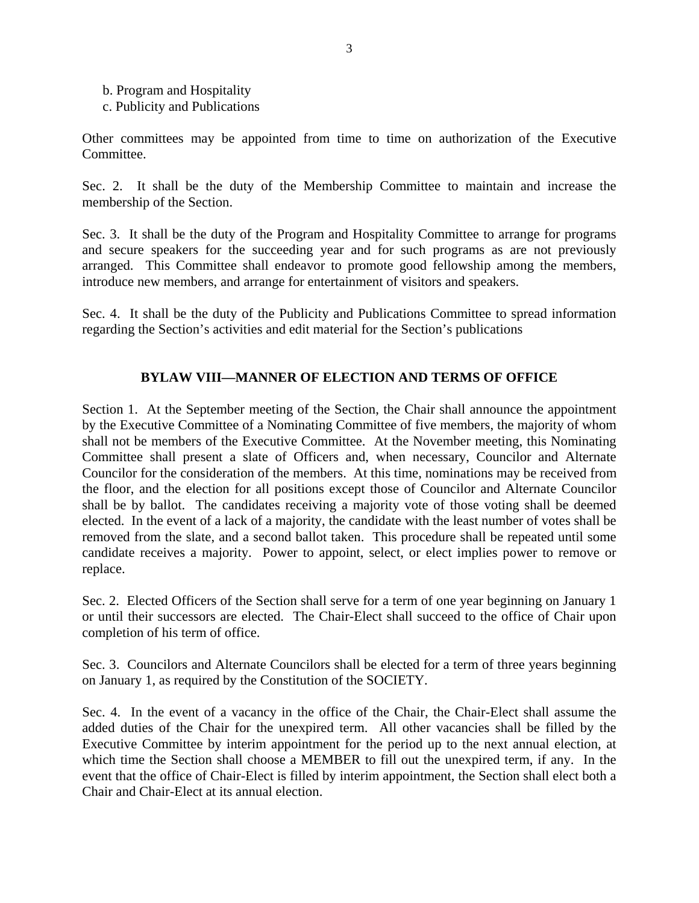b. Program and Hospitality
c. Publicity and Publications

Other committees may be appointed from time to time on authorization of the Executive Committee.

Sec. 2. It shall be the duty of the Membership Committee to maintain and increase the membership of the Section.

Sec. 3. It shall be the duty of the Program and Hospitality Committee to arrange for programs and secure speakers for the succeeding year and for such programs as are not previously arranged. This Committee shall endeavor to promote good fellowship among the members, introduce new members, and arrange for entertainment of visitors and speakers.

Sec. 4. It shall be the duty of the Publicity and Publications Committee to spread information regarding the Section's activities and edit material for the Section's publications

## BYLAW VIII—MANNER OF ELECTION AND TERMS OF OFFICE

Section 1. At the September meeting of the Section, the Chair shall announce the appointment by the Executive Committee of a Nominating Committee of five members, the majority of whom shall not be members of the Executive Committee. At the November meeting, this Nominating Committee shall present a slate of Officers and, when necessary, Councilor and Alternate Councilor for the consideration of the members. At this time, nominations may be received from the floor, and the election for all positions except those of Councilor and Alternate Councilor shall be by ballot. The candidates receiving a majority vote of those voting shall be deemed elected. In the event of a lack of a majority, the candidate with the least number of votes shall be removed from the slate, and a second ballot taken. This procedure shall be repeated until some candidate receives a majority. Power to appoint, select, or elect implies power to remove or replace.

Sec. 2. Elected Officers of the Section shall serve for a term of one year beginning on January 1 or until their successors are elected. The Chair-Elect shall succeed to the office of Chair upon completion of his term of office.

Sec. 3. Councilors and Alternate Councilors shall be elected for a term of three years beginning on January 1, as required by the Constitution of the SOCIETY.

Sec. 4. In the event of a vacancy in the office of the Chair, the Chair-Elect shall assume the added duties of the Chair for the unexpired term. All other vacancies shall be filled by the Executive Committee by interim appointment for the period up to the next annual election, at which time the Section shall choose a MEMBER to fill out the unexpired term, if any. In the event that the office of Chair-Elect is filled by interim appointment, the Section shall elect both a Chair and Chair-Elect at its annual election.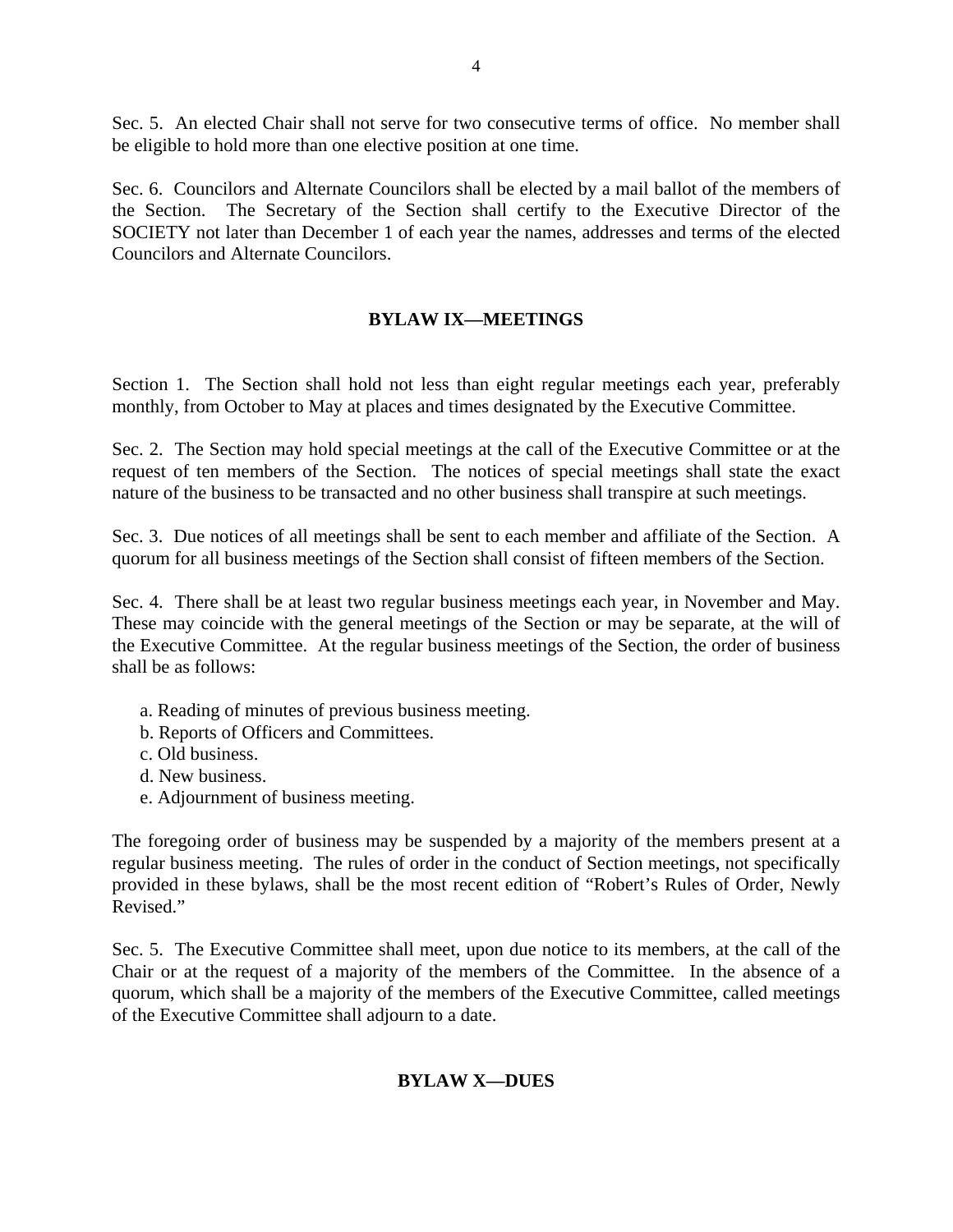Sec. 5. An elected Chair shall not serve for two consecutive terms of office. No member shall be eligible to hold more than one elective position at one time.

Sec. 6. Councilors and Alternate Councilors shall be elected by a mail ballot of the members of the Section. The Secretary of the Section shall certify to the Executive Director of the SOCIETY not later than December 1 of each year the names, addresses and terms of the elected Councilors and Alternate Councilors.

## BYLAW IX—MEETINGS

Section 1. The Section shall hold not less than eight regular meetings each year, preferably monthly, from October to May at places and times designated by the Executive Committee.

Sec. 2. The Section may hold special meetings at the call of the Executive Committee or at the request of ten members of the Section. The notices of special meetings shall state the exact nature of the business to be transacted and no other business shall transpire at such meetings.

Sec. 3. Due notices of all meetings shall be sent to each member and affiliate of the Section. A quorum for all business meetings of the Section shall consist of fifteen members of the Section.

Sec. 4. There shall be at least two regular business meetings each year, in November and May. These may coincide with the general meetings of the Section or may be separate, at the will of the Executive Committee. At the regular business meetings of the Section, the order of business shall be as follows:

a. Reading of minutes of previous business meeting.
b. Reports of Officers and Committees.
c. Old business.
d. New business.
e. Adjournment of business meeting.

The foregoing order of business may be suspended by a majority of the members present at a regular business meeting. The rules of order in the conduct of Section meetings, not specifically provided in these bylaws, shall be the most recent edition of "Robert's Rules of Order, Newly Revised."

Sec. 5. The Executive Committee shall meet, upon due notice to its members, at the call of the Chair or at the request of a majority of the members of the Committee. In the absence of a quorum, which shall be a majority of the members of the Executive Committee, called meetings of the Executive Committee shall adjourn to a date.

## BYLAW X—DUES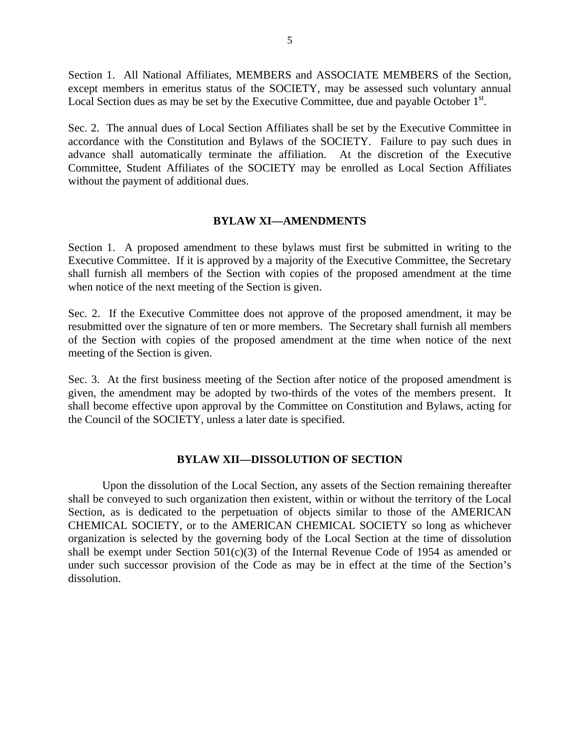Section 1. All National Affiliates, MEMBERS and ASSOCIATE MEMBERS of the Section, except members in emeritus status of the SOCIETY, may be assessed such voluntary annual Local Section dues as may be set by the Executive Committee, due and payable October 1st.

Sec. 2. The annual dues of Local Section Affiliates shall be set by the Executive Committee in accordance with the Constitution and Bylaws of the SOCIETY. Failure to pay such dues in advance shall automatically terminate the affiliation. At the discretion of the Executive Committee, Student Affiliates of the SOCIETY may be enrolled as Local Section Affiliates without the payment of additional dues.

## BYLAW XI—AMENDMENTS

Section 1. A proposed amendment to these bylaws must first be submitted in writing to the Executive Committee. If it is approved by a majority of the Executive Committee, the Secretary shall furnish all members of the Section with copies of the proposed amendment at the time when notice of the next meeting of the Section is given.

Sec. 2. If the Executive Committee does not approve of the proposed amendment, it may be resubmitted over the signature of ten or more members. The Secretary shall furnish all members of the Section with copies of the proposed amendment at the time when notice of the next meeting of the Section is given.

Sec. 3. At the first business meeting of the Section after notice of the proposed amendment is given, the amendment may be adopted by two-thirds of the votes of the members present. It shall become effective upon approval by the Committee on Constitution and Bylaws, acting for the Council of the SOCIETY, unless a later date is specified.

## BYLAW XII—DISSOLUTION OF SECTION

Upon the dissolution of the Local Section, any assets of the Section remaining thereafter shall be conveyed to such organization then existent, within or without the territory of the Local Section, as is dedicated to the perpetuation of objects similar to those of the AMERICAN CHEMICAL SOCIETY, or to the AMERICAN CHEMICAL SOCIETY so long as whichever organization is selected by the governing body of the Local Section at the time of dissolution shall be exempt under Section 501(c)(3) of the Internal Revenue Code of 1954 as amended or under such successor provision of the Code as may be in effect at the time of the Section's dissolution.